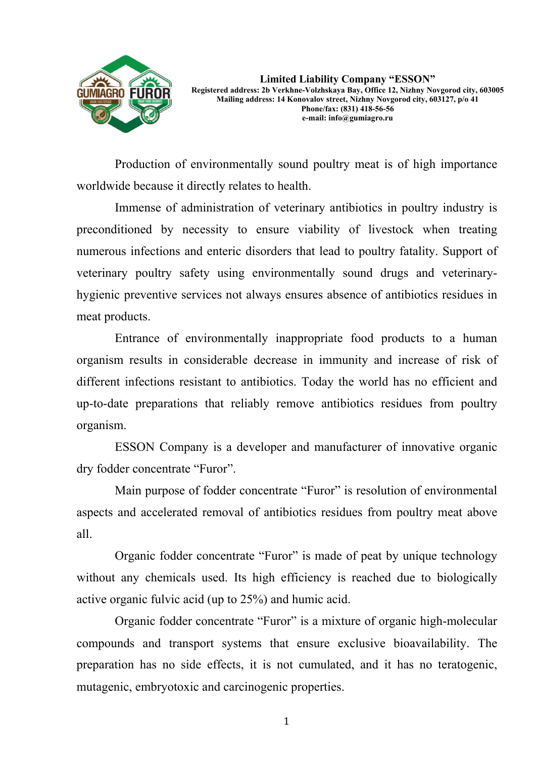**Limited Liability Company "ESSON"**
**Registered address: 2b Verkhne-Volzhskaya Bay, Office 12, Nizhny Novgorod city, 603005**
**Mailing address: 14 Konovalov street, Nizhny Novgorod city, 603127, p/o 41**
**Phone/fax: (831) 418-56-56**
**e-mail: info@gumiagro.ru**

Production of environmentally sound poultry meat is of high importance worldwide because it directly relates to health.

Immense of administration of veterinary antibiotics in poultry industry is preconditioned by necessity to ensure viability of livestock when treating numerous infections and enteric disorders that lead to poultry fatality. Support of veterinary poultry safety using environmentally sound drugs and veterinary-hygienic preventive services not always ensures absence of antibiotics residues in meat products.

Entrance of environmentally inappropriate food products to a human organism results in considerable decrease in immunity and increase of risk of different infections resistant to antibiotics. Today the world has no efficient and up-to-date preparations that reliably remove antibiotics residues from poultry organism.

ESSON Company is a developer and manufacturer of innovative organic dry fodder concentrate "Furor".

Main purpose of fodder concentrate "Furor" is resolution of environmental aspects and accelerated removal of antibiotics residues from poultry meat above all.

Organic fodder concentrate "Furor" is made of peat by unique technology without any chemicals used. Its high efficiency is reached due to biologically active organic fulvic acid (up to 25%) and humic acid.

Organic fodder concentrate "Furor" is a mixture of organic high-molecular compounds and transport systems that ensure exclusive bioavailability. The preparation has no side effects, it is not cumulated, and it has no teratogenic, mutagenic, embryotoxic and carcinogenic properties.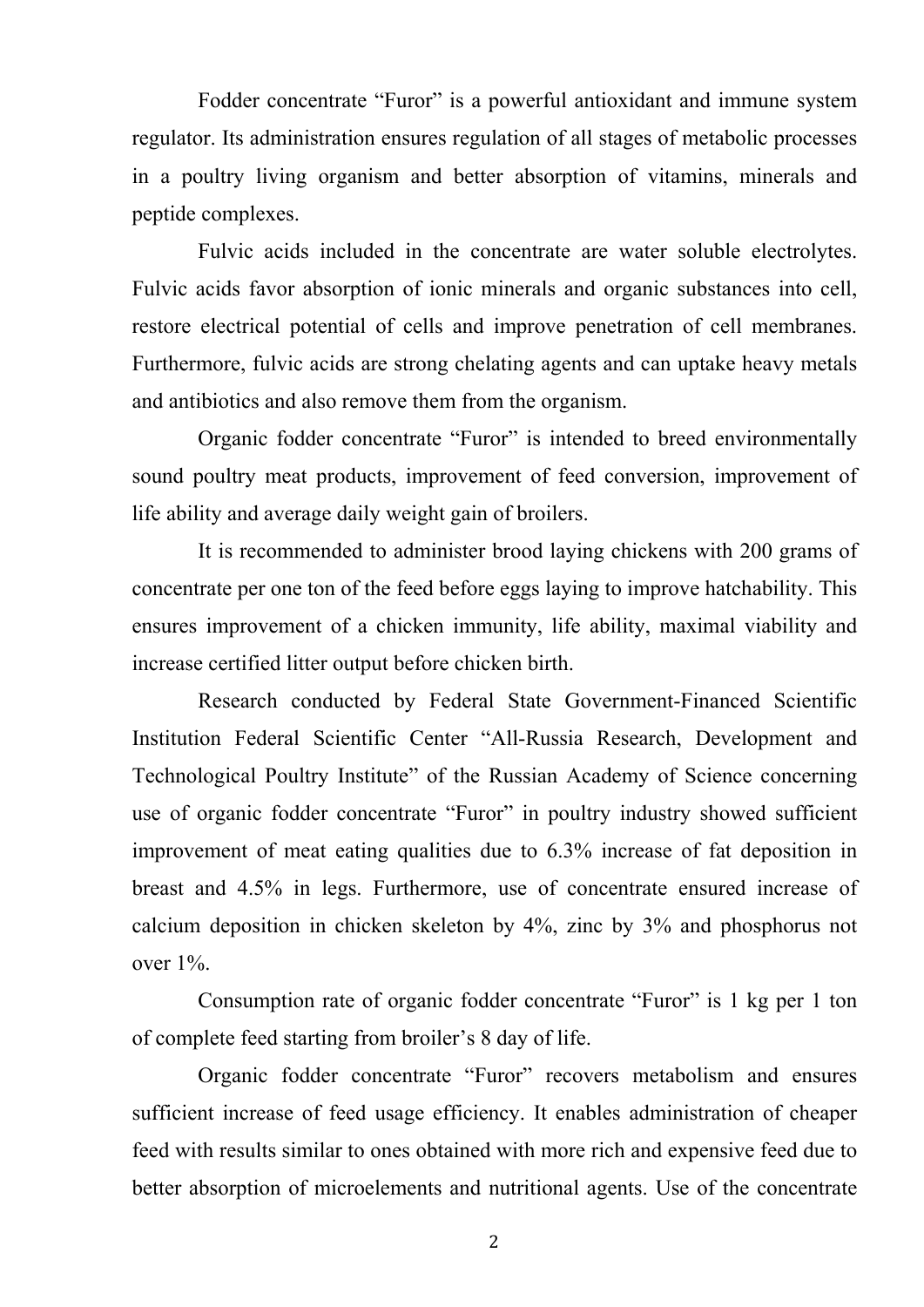Fodder concentrate “Furor” is a powerful antioxidant and immune system regulator. Its administration ensures regulation of all stages of metabolic processes in a poultry living organism and better absorption of vitamins, minerals and peptide complexes.

Fulvic acids included in the concentrate are water soluble electrolytes. Fulvic acids favor absorption of ionic minerals and organic substances into cell, restore electrical potential of cells and improve penetration of cell membranes. Furthermore, fulvic acids are strong chelating agents and can uptake heavy metals and antibiotics and also remove them from the organism.

Organic fodder concentrate “Furor” is intended to breed environmentally sound poultry meat products, improvement of feed conversion, improvement of life ability and average daily weight gain of broilers.

It is recommended to administer brood laying chickens with 200 grams of concentrate per one ton of the feed before eggs laying to improve hatchability. This ensures improvement of a chicken immunity, life ability, maximal viability and increase certified litter output before chicken birth.

Research conducted by Federal State Government-Financed Scientific Institution Federal Scientific Center “All-Russia Research, Development and Technological Poultry Institute” of the Russian Academy of Science concerning use of organic fodder concentrate “Furor” in poultry industry showed sufficient improvement of meat eating qualities due to 6.3% increase of fat deposition in breast and 4.5% in legs. Furthermore, use of concentrate ensured increase of calcium deposition in chicken skeleton by 4%, zinc by 3% and phosphorus not over 1%.

Consumption rate of organic fodder concentrate “Furor” is 1 kg per 1 ton of complete feed starting from broiler’s 8 day of life.

Organic fodder concentrate “Furor” recovers metabolism and ensures sufficient increase of feed usage efficiency. It enables administration of cheaper feed with results similar to ones obtained with more rich and expensive feed due to better absorption of microelements and nutritional agents. Use of the concentrate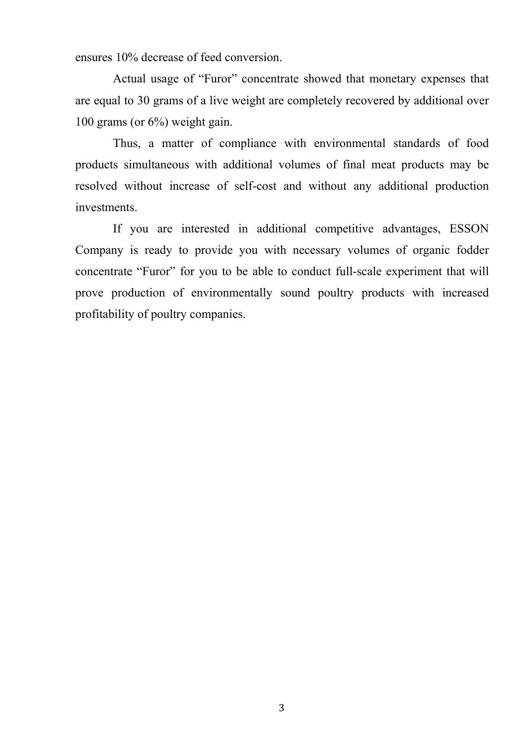ensures 10% decrease of feed conversion.

Actual usage of “Furor” concentrate showed that monetary expenses that are equal to 30 grams of a live weight are completely recovered by additional over 100 grams (or 6%) weight gain.

Thus, a matter of compliance with environmental standards of food products simultaneous with additional volumes of final meat products may be resolved without increase of self-cost and without any additional production investments.

If you are interested in additional competitive advantages, ESSON Company is ready to provide you with necessary volumes of organic fodder concentrate “Furor” for you to be able to conduct full-scale experiment that will prove production of environmentally sound poultry products with increased profitability of poultry companies.